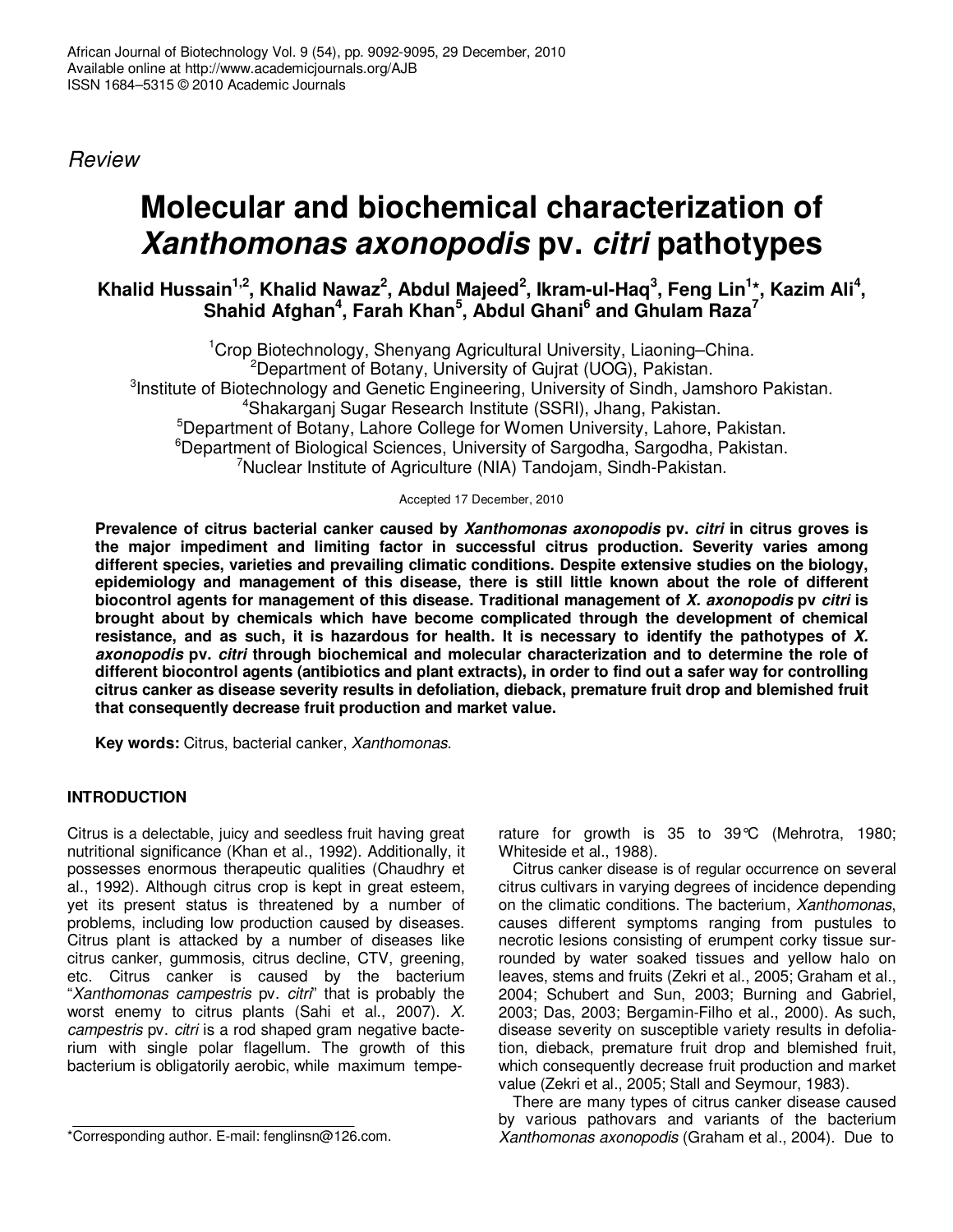*Review*

# Molecular and biochemical characterization of *Xanthomonas axonopodis* pv. *citri* pathotypes

**Khalid Hussain[1,2], Khalid Nawaz[2], Abdul Majeed[2], Ikram-ul-Haq[3], Feng Lin[1]*, Kazim Ali[4], Shahid Afghan[4], Farah Khan[5], Abdul Ghani[6] and Ghulam Raza[7]**

[1]Crop Biotechnology, Shenyang Agricultural University, Liaoning–China.
[2]Department of Botany, University of Gujrat (UOG), Pakistan.
[3]Institute of Biotechnology and Genetic Engineering, University of Sindh, Jamshoro Pakistan.
[4]Shakarganj Sugar Research Institute (SSRI), Jhang, Pakistan.
[5]Department of Botany, Lahore College for Women University, Lahore, Pakistan.
[6]Department of Biological Sciences, University of Sargodha, Sargodha, Pakistan.
[7]Nuclear Institute of Agriculture (NIA) Tandojam, Sindh-Pakistan.

Accepted 17 December, 2010

**Prevalence of citrus bacterial canker caused by *Xanthomonas axonopodis* pv. *citri* in citrus groves is the major impediment and limiting factor in successful citrus production. Severity varies among different species, varieties and prevailing climatic conditions. Despite extensive studies on the biology, epidemiology and management of this disease, there is still little known about the role of different biocontrol agents for management of this disease. Traditional management of *X. axonopodis* pv *citri* is brought about by chemicals which have become complicated through the development of chemical resistance, and as such, it is hazardous for health. It is necessary to identify the pathotypes of *X. axonopodis* pv. *citri* through biochemical and molecular characterization and to determine the role of different biocontrol agents (antibiotics and plant extracts), in order to find out a safer way for controlling citrus canker as disease severity results in defoliation, dieback, premature fruit drop and blemished fruit that consequently decrease fruit production and market value.**

**Key words:** Citrus, bacterial canker, *Xanthomonas*.

## INTRODUCTION

Citrus is a delectable, juicy and seedless fruit having great nutritional significance (Khan et al., 1992). Additionally, it possesses enormous therapeutic qualities (Chaudhry et al., 1992). Although citrus crop is kept in great esteem, yet its present status is threatened by a number of problems, including low production caused by diseases. Citrus plant is attacked by a number of diseases like citrus canker, gummosis, citrus decline, CTV, greening, etc. Citrus canker is caused by the bacterium "*Xanthomonas campestris* pv. *citri*" that is probably the worst enemy to citrus plants (Sahi et al., 2007). *X. campestris* pv. *citri* is a rod shaped gram negative bacterium with single polar flagellum. The growth of this bacterium is obligatorily aerobic, while maximum temperature for growth is 35 to 39°C (Mehrotra, 1980; Whiteside et al., 1988).

Citrus canker disease is of regular occurrence on several citrus cultivars in varying degrees of incidence depending on the climatic conditions. The bacterium, *Xanthomonas*, causes different symptoms ranging from pustules to necrotic lesions consisting of erumpent corky tissue surrounded by water soaked tissues and yellow halo on leaves, stems and fruits (Zekri et al., 2005; Graham et al., 2004; Schubert and Sun, 2003; Burning and Gabriel, 2003; Das, 2003; Bergamin-Filho et al., 2000). As such, disease severity on susceptible variety results in defoliation, dieback, premature fruit drop and blemished fruit, which consequently decrease fruit production and market value (Zekri et al., 2005; Stall and Seymour, 1983).

There are many types of citrus canker disease caused by various pathovars and variants of the bacterium *Xanthomonas axonopodis* (Graham et al., 2004). Due to

*Corresponding author. E-mail: fenglinsn@126.com.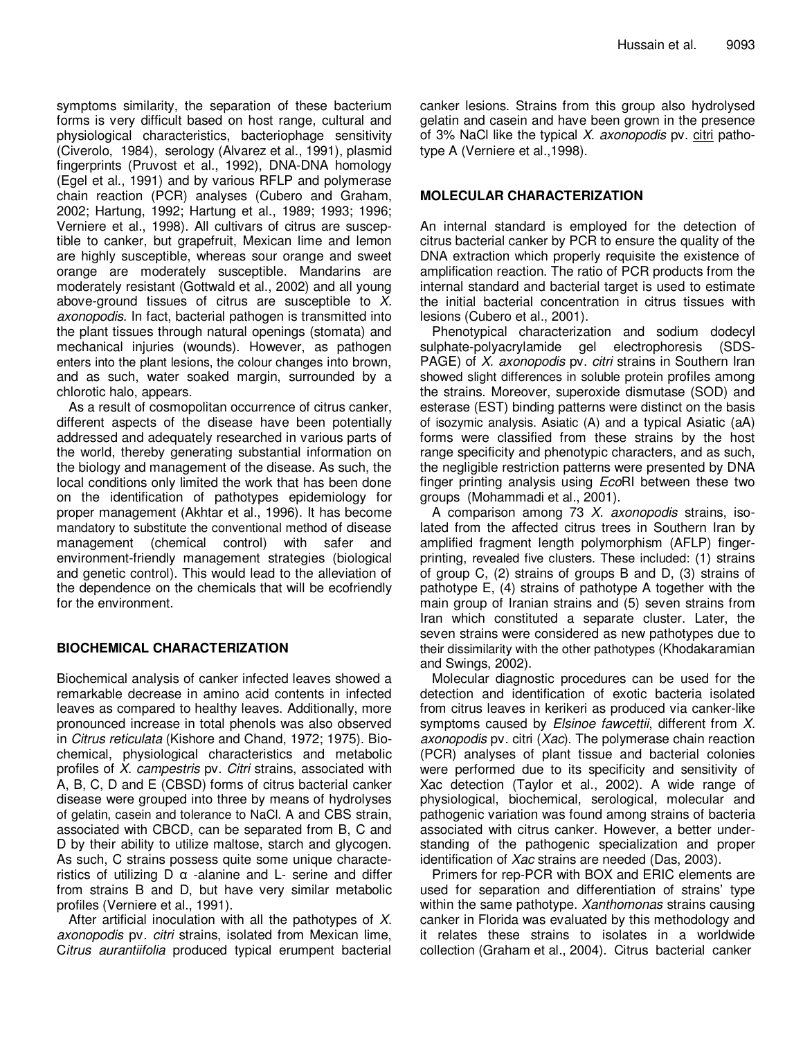symptoms similarity, the separation of these bacterium forms is very difficult based on host range, cultural and physiological characteristics, bacteriophage sensitivity (Civerolo, 1984), serology (Alvarez et al., 1991), plasmid fingerprints (Pruvost et al., 1992), DNA-DNA homology (Egel et al., 1991) and by various RFLP and polymerase chain reaction (PCR) analyses (Cubero and Graham, 2002; Hartung, 1992; Hartung et al., 1989; 1993; 1996; Verniere et al., 1998). All cultivars of citrus are susceptible to canker, but grapefruit, Mexican lime and lemon are highly susceptible, whereas sour orange and sweet orange are moderately susceptible. Mandarins are moderately resistant (Gottwald et al., 2002) and all young above-ground tissues of citrus are susceptible to *X. axonopodis*. In fact, bacterial pathogen is transmitted into the plant tissues through natural openings (stomata) and mechanical injuries (wounds). However, as pathogen enters into the plant lesions, the colour changes into brown, and as such, water soaked margin, surrounded by a chlorotic halo, appears.

As a result of cosmopolitan occurrence of citrus canker, different aspects of the disease have been potentially addressed and adequately researched in various parts of the world, thereby generating substantial information on the biology and management of the disease. As such, the local conditions only limited the work that has been done on the identification of pathotypes epidemiology for proper management (Akhtar et al., 1996). It has become mandatory to substitute the conventional method of disease management (chemical control) with safer and environment-friendly management strategies (biological and genetic control). This would lead to the alleviation of the dependence on the chemicals that will be ecofriendly for the environment.

## BIOCHEMICAL CHARACTERIZATION

Biochemical analysis of canker infected leaves showed a remarkable decrease in amino acid contents in infected leaves as compared to healthy leaves. Additionally, more pronounced increase in total phenols was also observed in *Citrus reticulata* (Kishore and Chand, 1972; 1975). Biochemical, physiological characteristics and metabolic profiles of *X. campestris* pv. *Citri* strains, associated with A, B, C, D and E (CBSD) forms of citrus bacterial canker disease were grouped into three by means of hydrolyses of gelatin, casein and tolerance to NaCl. A and CBS strain, associated with CBCD, can be separated from B, C and D by their ability to utilize maltose, starch and glycogen. As such, C strains possess quite some unique characteristics of utilizing D α -alanine and L- serine and differ from strains B and D, but have very similar metabolic profiles (Verniere et al., 1991).

After artificial inoculation with all the pathotypes of *X. axonopodis* pv. *citri* strains, isolated from Mexican lime, *Citrus aurantiifolia* produced typical erumpent bacterial canker lesions. Strains from this group also hydrolysed gelatin and casein and have been grown in the presence of 3% NaCl like the typical *X. axonopodis* pv. citri pathotype A (Verniere et al.,1998).

## MOLECULAR CHARACTERIZATION

An internal standard is employed for the detection of citrus bacterial canker by PCR to ensure the quality of the DNA extraction which properly requisite the existence of amplification reaction. The ratio of PCR products from the internal standard and bacterial target is used to estimate the initial bacterial concentration in citrus tissues with lesions (Cubero et al., 2001).

Phenotypical characterization and sodium dodecyl sulphate-polyacrylamide gel electrophoresis (SDS-PAGE) of *X. axonopodis* pv. *citri* strains in Southern Iran showed slight differences in soluble protein profiles among the strains. Moreover, superoxide dismutase (SOD) and esterase (EST) binding patterns were distinct on the basis of isozymic analysis. Asiatic (A) and a typical Asiatic (aA) forms were classified from these strains by the host range specificity and phenotypic characters, and as such, the negligible restriction patterns were presented by DNA finger printing analysis using *Eco*RI between these two groups (Mohammadi et al., 2001).

A comparison among 73 *X. axonopodis* strains, isolated from the affected citrus trees in Southern Iran by amplified fragment length polymorphism (AFLP) fingerprinting, revealed five clusters. These included: (1) strains of group C, (2) strains of groups B and D, (3) strains of pathotype E, (4) strains of pathotype A together with the main group of Iranian strains and (5) seven strains from Iran which constituted a separate cluster. Later, the seven strains were considered as new pathotypes due to their dissimilarity with the other pathotypes (Khodakaramian and Swings, 2002).

Molecular diagnostic procedures can be used for the detection and identification of exotic bacteria isolated from citrus leaves in kerikeri as produced via canker-like symptoms caused by *Elsinoe fawcettii*, different from *X. axonopodis* pv. citri (*Xac*). The polymerase chain reaction (PCR) analyses of plant tissue and bacterial colonies were performed due to its specificity and sensitivity of Xac detection (Taylor et al., 2002). A wide range of physiological, biochemical, serological, molecular and pathogenic variation was found among strains of bacteria associated with citrus canker. However, a better understanding of the pathogenic specialization and proper identification of *Xac* strains are needed (Das, 2003).

Primers for rep-PCR with BOX and ERIC elements are used for separation and differentiation of strains' type within the same pathotype. *Xanthomonas* strains causing canker in Florida was evaluated by this methodology and it relates these strains to isolates in a worldwide collection (Graham et al., 2004). Citrus bacterial canker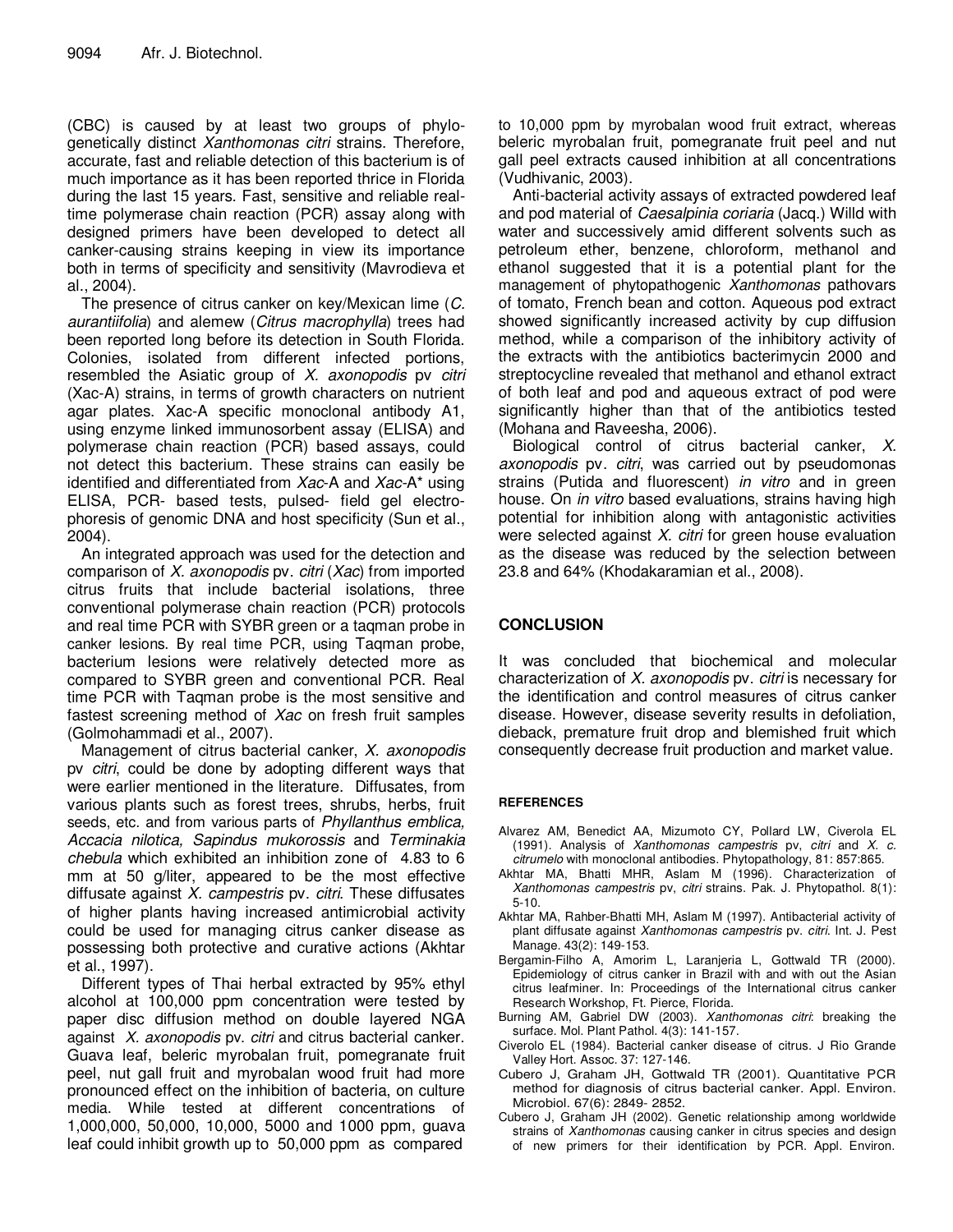(CBC) is caused by at least two groups of phylogenetically distinct *Xanthomonas citri* strains. Therefore, accurate, fast and reliable detection of this bacterium is of much importance as it has been reported thrice in Florida during the last 15 years. Fast, sensitive and reliable real-time polymerase chain reaction (PCR) assay along with designed primers have been developed to detect all canker-causing strains keeping in view its importance both in terms of specificity and sensitivity (Mavrodieva et al., 2004).

The presence of citrus canker on key/Mexican lime (*C. aurantiifolia*) and alemew (*Citrus macrophylla*) trees had been reported long before its detection in South Florida. Colonies, isolated from different infected portions, resembled the Asiatic group of *X. axonopodis* pv *citri* (Xac-A) strains, in terms of growth characters on nutrient agar plates. Xac-A specific monoclonal antibody A1, using enzyme linked immunosorbent assay (ELISA) and polymerase chain reaction (PCR) based assays, could not detect this bacterium. These strains can easily be identified and differentiated from *Xac*-A and *Xac*-A* using ELISA, PCR- based tests, pulsed- field gel electrophoresis of genomic DNA and host specificity (Sun et al., 2004).

An integrated approach was used for the detection and comparison of *X. axonopodis* pv. *citri* (*Xac*) from imported citrus fruits that include bacterial isolations, three conventional polymerase chain reaction (PCR) protocols and real time PCR with SYBR green or a taqman probe in canker lesions. By real time PCR, using Taqman probe, bacterium lesions were relatively detected more as compared to SYBR green and conventional PCR. Real time PCR with Taqman probe is the most sensitive and fastest screening method of *Xac* on fresh fruit samples (Golmohammadi et al., 2007).

Management of citrus bacterial canker, *X. axonopodis* pv *citri*, could be done by adopting different ways that were earlier mentioned in the literature. Diffusates, from various plants such as forest trees, shrubs, herbs, fruit seeds, etc. and from various parts of *Phyllanthus emblica, Accacia nilotica, Sapindus mukorossis* and *Terminakia chebula* which exhibited an inhibition zone of 4.83 to 6 mm at 50 g/liter, appeared to be the most effective diffusate against *X. campestris* pv. *citri*. These diffusates of higher plants having increased antimicrobial activity could be used for managing citrus canker disease as possessing both protective and curative actions (Akhtar et al., 1997).

Different types of Thai herbal extracted by 95% ethyl alcohol at 100,000 ppm concentration were tested by paper disc diffusion method on double layered NGA against *X. axonopodis* pv. *citri* and citrus bacterial canker. Guava leaf, beleric myrobalan fruit, pomegranate fruit peel, nut gall fruit and myrobalan wood fruit had more pronounced effect on the inhibition of bacteria, on culture media. While tested at different concentrations of 1,000,000, 50,000, 10,000, 5000 and 1000 ppm, guava leaf could inhibit growth up to 50,000 ppm as compared to 10,000 ppm by myrobalan wood fruit extract, whereas beleric myrobalan fruit, pomegranate fruit peel and nut gall peel extracts caused inhibition at all concentrations (Vudhivanic, 2003).

Anti-bacterial activity assays of extracted powdered leaf and pod material of *Caesalpinia coriaria* (Jacq.) Willd with water and successively amid different solvents such as petroleum ether, benzene, chloroform, methanol and ethanol suggested that it is a potential plant for the management of phytopathogenic *Xanthomonas* pathovars of tomato, French bean and cotton. Aqueous pod extract showed significantly increased activity by cup diffusion method, while a comparison of the inhibitory activity of the extracts with the antibiotics bacterimycin 2000 and streptocycline revealed that methanol and ethanol extract of both leaf and pod and aqueous extract of pod were significantly higher than that of the antibiotics tested (Mohana and Raveesha, 2006).

Biological control of citrus bacterial canker, *X. axonopodis* pv. *citri*, was carried out by pseudomonas strains (Putida and fluorescent) *in vitro* and in green house. On *in vitro* based evaluations, strains having high potential for inhibition along with antagonistic activities were selected against *X. citri* for green house evaluation as the disease was reduced by the selection between 23.8 and 64% (Khodakaramian et al., 2008).

## CONCLUSION

It was concluded that biochemical and molecular characterization of *X. axonopodis* pv. *citri* is necessary for the identification and control measures of citrus canker disease. However, disease severity results in defoliation, dieback, premature fruit drop and blemished fruit which consequently decrease fruit production and market value.

## REFERENCES

Alvarez AM, Benedict AA, Mizumoto CY, Pollard LW, Civerola EL (1991). Analysis of *Xanthomonas campestris* pv, *citri* and *X. c. citrumelo* with monoclonal antibodies. Phytopathology, 81: 857:865.

Akhtar MA, Bhatti MHR, Aslam M (1996). Characterization of *Xanthomonas campestris* pv, *citri* strains. Pak. J. Phytopathol. 8(1): 5-10.

Akhtar MA, Rahber-Bhatti MH, Aslam M (1997). Antibacterial activity of plant diffusate against *Xanthomonas campestris* pv. *citri*. Int. J. Pest Manage. 43(2): 149-153.

Bergamin-Filho A, Amorim L, Laranjeria L, Gottwald TR (2000). Epidemiology of citrus canker in Brazil with and with out the Asian citrus leafminer. In: Proceedings of the International citrus canker Research Workshop, Ft. Pierce, Florida.

Burning AM, Gabriel DW (2003). *Xanthomonas citri*: breaking the surface. Mol. Plant Pathol. 4(3): 141-157.

Civerolo EL (1984). Bacterial canker disease of citrus. J Rio Grande Valley Hort. Assoc. 37: 127-146.

Cubero J, Graham JH, Gottwald TR (2001). Quantitative PCR method for diagnosis of citrus bacterial canker. Appl. Environ. Microbiol. 67(6): 2849- 2852.

Cubero J, Graham JH (2002). Genetic relationship among worldwide strains of *Xanthomonas* causing canker in citrus species and design of new primers for their identification by PCR. Appl. Environ.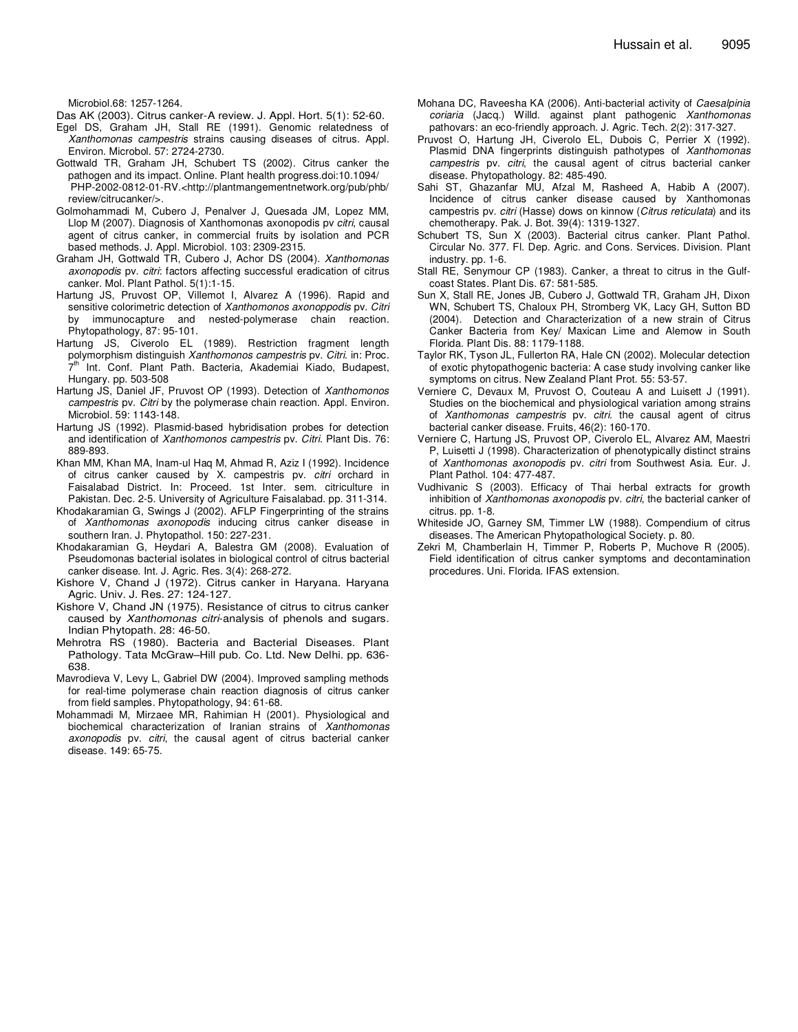Microbiol.68: 1257-1264.

Das AK (2003). Citrus canker-A review. J. Appl. Hort. 5(1): 52-60.

Egel DS, Graham JH, Stall RE (1991). Genomic relatedness of *Xanthomonas campestris* strains causing diseases of citrus. Appl. Environ. Microbol. 57: 2724-2730.

Gottwald TR, Graham JH, Schubert TS (2002). Citrus canker the pathogen and its impact. Online. Plant health progress.doi:10.1094/ PHP-2002-0812-01-RV.<http://plantmangementnetwork.org/pub/phb/review/citrucanker/>.

Golmohammadi M, Cubero J, Penalver J, Quesada JM, Lopez MM, Llop M (2007). Diagnosis of Xanthomonas axonopodis pv *citri*, causal agent of citrus canker, in commercial fruits by isolation and PCR based methods. J. Appl. Microbiol. 103: 2309-2315.

Graham JH, Gottwald TR, Cubero J, Achor DS (2004). *Xanthomonas axonopodis* pv. *citri*: factors affecting successful eradication of citrus canker. Mol. Plant Pathol. 5(1):1-15.

Hartung JS, Pruvost OP, Villemot I, Alvarez A (1996). Rapid and sensitive colorimetric detection of *Xanthomonos axonoppodis* pv. *Citri* by immunocapture and nested-polymerase chain reaction. Phytopathology, 87: 95-101.

Hartung JS, Civerolo EL (1989). Restriction fragment length polymorphism distinguish *Xanthomonos campestris* pv. *Citri.* in: Proc. 7[th] Int. Conf. Plant Path. Bacteria, Akademiai Kiado, Budapest, Hungary. pp. 503-508

Hartung JS, Daniel JF, Pruvost OP (1993). Detection of *Xanthomonos campestris* pv. *Citri* by the polymerase chain reaction. Appl. Environ. Microbiol. 59: 1143-148.

Hartung JS (1992). Plasmid-based hybridisation probes for detection and identification of *Xanthomonos campestris* pv. *Citri*. Plant Dis. 76: 889-893.

Khan MM, Khan MA, Inam-ul Haq M, Ahmad R, Aziz I (1992). Incidence of citrus canker caused by X. campestris pv. *citri* orchard in Faisalabad District. In: Proceed. 1st Inter. sem. citriculture in Pakistan. Dec. 2-5. University of Agriculture Faisalabad. pp. 311-314.

Khodakaramian G, Swings J (2002). AFLP Fingerprinting of the strains of *Xanthomonas axonopodis* inducing citrus canker disease in southern Iran. J. Phytopathol. 150: 227-231.

Khodakaramian G, Heydari A, Balestra GM (2008). Evaluation of Pseudomonas bacterial isolates in biological control of citrus bacterial canker disease. Int. J. Agric. Res. 3(4): 268-272.

Kishore V, Chand J (1972). Citrus canker in Haryana. Haryana Agric. Univ. J. Res. 27: 124-127.

Kishore V, Chand JN (1975). Resistance of citrus to citrus canker caused by *Xanthomonas citri*-analysis of phenols and sugars. Indian Phytopath. 28: 46-50.

Mehrotra RS (1980). Bacteria and Bacterial Diseases. Plant Pathology. Tata McGraw–Hill pub. Co. Ltd. New Delhi. pp. 636-638.

Mavrodieva V, Levy L, Gabriel DW (2004). Improved sampling methods for real-time polymerase chain reaction diagnosis of citrus canker from field samples. Phytopathology, 94: 61-68.

Mohammadi M, Mirzaee MR, Rahimian H (2001). Physiological and biochemical characterization of Iranian strains of *Xanthomonas axonopodis* pv. *citri*, the causal agent of citrus bacterial canker disease. 149: 65-75.

Mohana DC, Raveesha KA (2006). Anti-bacterial activity of *Caesalpinia coriaria* (Jacq.) Willd. against plant pathogenic *Xanthomonas* pathovars: an eco-friendly approach. J. Agric. Tech. 2(2): 317-327.

Pruvost O, Hartung JH, Civerolo EL, Dubois C, Perrier X (1992). Plasmid DNA fingerprints distinguish pathotypes of *Xanthomonas campestris* pv. *citri*, the causal agent of citrus bacterial canker disease. Phytopathology. 82: 485-490.

Sahi ST, Ghazanfar MU, Afzal M, Rasheed A, Habib A (2007). Incidence of citrus canker disease caused by Xanthomonas campestris pv. *citri* (Hasse) dows on kinnow (*Citrus reticulata*) and its chemotherapy. Pak. J. Bot. 39(4): 1319-1327.

Schubert TS, Sun X (2003). Bacterial citrus canker. Plant Pathol. Circular No. 377. Fl. Dep. Agric. and Cons. Services. Division. Plant industry. pp. 1-6.

Stall RE, Senymour CP (1983). Canker, a threat to citrus in the Gulf-coast States. Plant Dis. 67: 581-585.

Sun X, Stall RE, Jones JB, Cubero J, Gottwald TR, Graham JH, Dixon WN, Schubert TS, Chaloux PH, Stromberg VK, Lacy GH, Sutton BD (2004). Detection and Characterization of a new strain of Citrus Canker Bacteria from Key/ Maxican Lime and Alemow in South Florida. Plant Dis. 88: 1179-1188.

Taylor RK, Tyson JL, Fullerton RA, Hale CN (2002). Molecular detection of exotic phytopathogenic bacteria: A case study involving canker like symptoms on citrus. New Zealand Plant Prot. 55: 53-57.

Verniere C, Devaux M, Pruvost O, Couteau A and Luisett J (1991). Studies on the biochemical and physiological variation among strains of *Xanthomonas campestris* pv. *citri.* the causal agent of citrus bacterial canker disease. Fruits, 46(2): 160-170.

Verniere C, Hartung JS, Pruvost OP, Civerolo EL, Alvarez AM, Maestri P, Luisetti J (1998). Characterization of phenotypically distinct strains of *Xanthomonas axonopodis* pv. *citri* from Southwest Asia. Eur. J. Plant Pathol. 104: 477-487.

Vudhivanic S (2003). Efficacy of Thai herbal extracts for growth inhibition of *Xanthomonas axonopodis* pv. *citri*, the bacterial canker of citrus. pp. 1-8.

Whiteside JO, Garney SM, Timmer LW (1988). Compendium of citrus diseases. The American Phytopathological Society. p. 80.

Zekri M, Chamberlain H, Timmer P, Roberts P, Muchove R (2005). Field identification of citrus canker symptoms and decontamination procedures. Uni. Florida. IFAS extension.